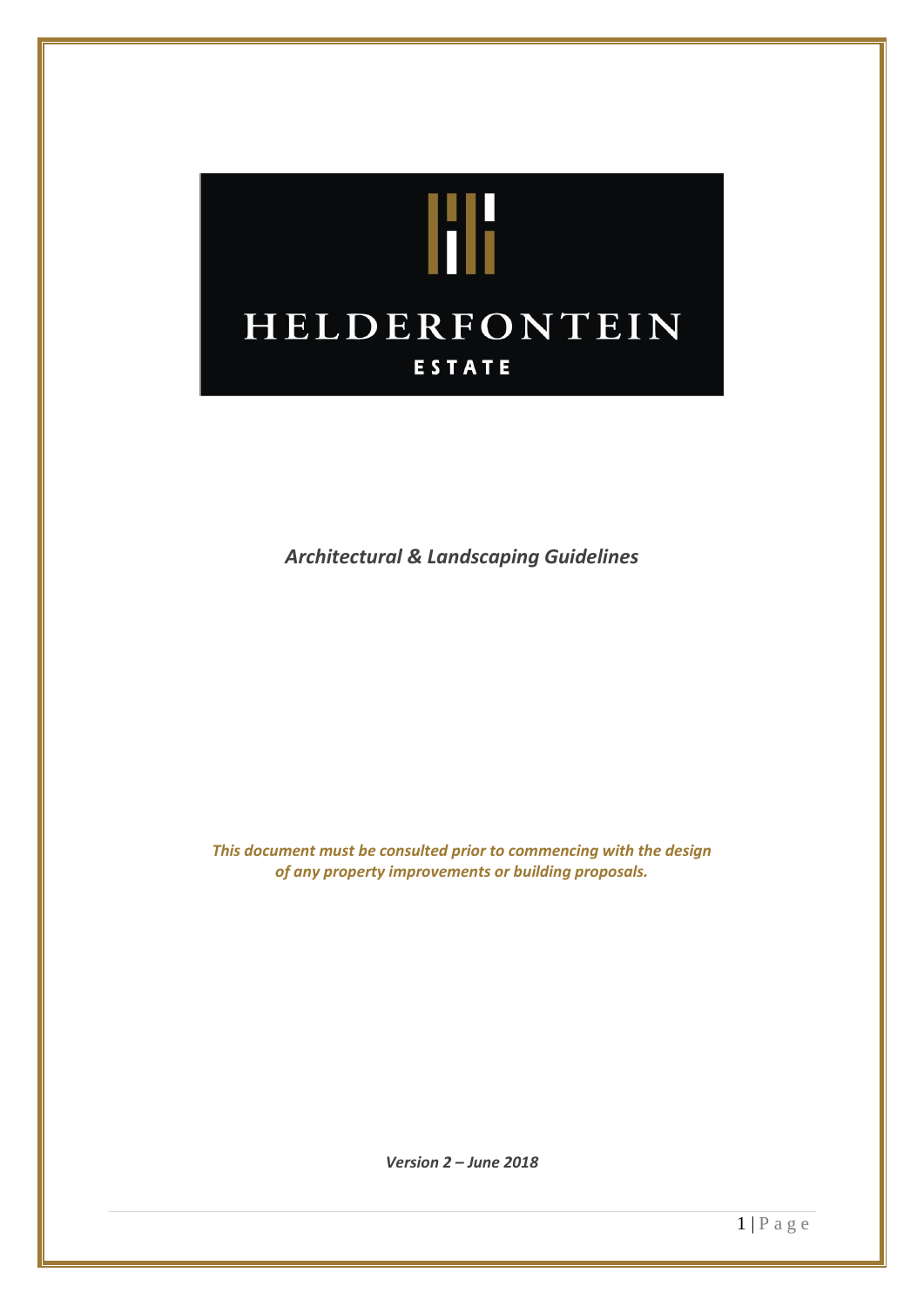# HELDERFONTEIN

**ESTATE**

***Architectural & Landscaping Guidelines***

***This document must be consulted prior to commencing with the design of any property improvements or building proposals.***

***Version 2 – June 2018***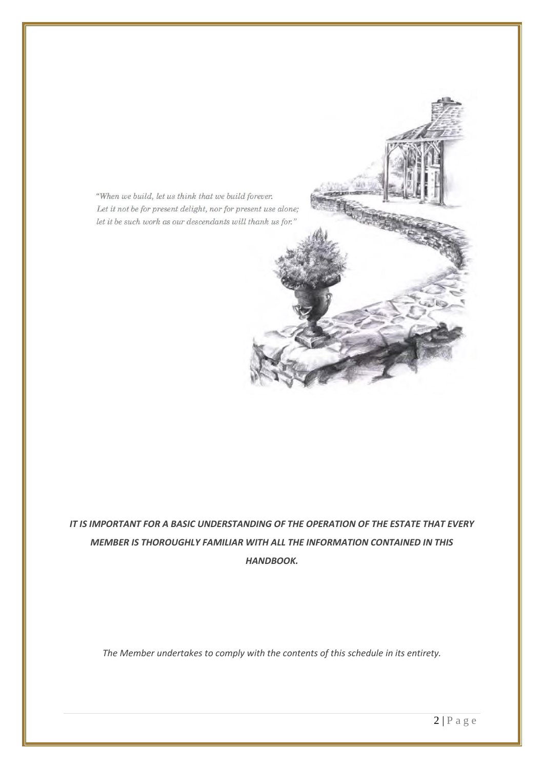*"When we build, let us think that we build forever.*
*Let it not be for present delight, nor for present use alone;*
*let it be such work as our descendants will thank us for."*

***IT IS IMPORTANT FOR A BASIC UNDERSTANDING OF THE OPERATION OF THE ESTATE THAT EVERY MEMBER IS THOROUGHLY FAMILIAR WITH ALL THE INFORMATION CONTAINED IN THIS HANDBOOK.***

*The Member undertakes to comply with the contents of this schedule in its entirety.*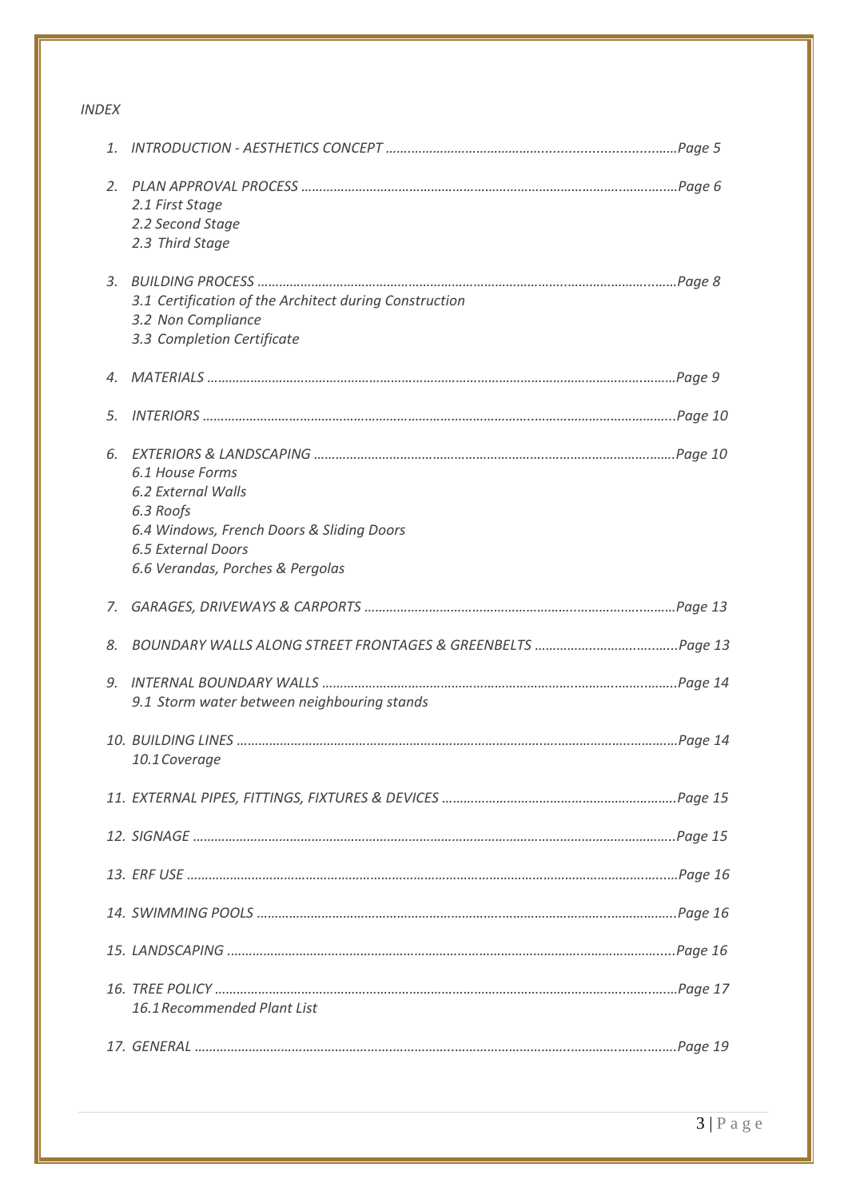*INDEX*

1. *INTRODUCTION - AESTHETICS CONCEPT ............................................................................Page 5*

2. *PLAN APPROVAL PROCESS ..........................................................................................Page 6*
   - *2.1 First Stage*
   - *2.2 Second Stage*
   - *2.3 Third Stage*

3. *BUILDING PROCESS ....................................................................................................Page 8*
   - *3.1 Certification of the Architect during Construction*
   - *3.2 Non Compliance*
   - *3.3 Completion Certificate*

4. *MATERIALS ...................................................................................................................Page 9*

5. *INTERIORS ...................................................................................................................Page 10*

6. *EXTERIORS & LANDSCAPING .......................................................................................Page 10*
   - *6.1 House Forms*
   - *6.2 External Walls*
   - *6.3 Roofs*
   - *6.4 Windows, French Doors & Sliding Doors*
   - *6.5 External Doors*
   - *6.6 Verandas, Porches & Pergolas*

7. *GARAGES, DRIVEWAYS & CARPORTS ..............................................................................Page 13*

8. *BOUNDARY WALLS ALONG STREET FRONTAGES & GREENBELTS .......................................Page 13*

9. *INTERNAL BOUNDARY WALLS .......................................................................................Page 14*
   - *9.1 Storm water between neighbouring stands*

10. *BUILDING LINES ..........................................................................................................Page 14*
    - *10.1 Coverage*

11. *EXTERNAL PIPES, FITTINGS, FIXTURES & DEVICES .......................................................Page 15*

12. *SIGNAGE .....................................................................................................................Page 15*

13. *ERF USE .......................................................................................................................Page 16*

14. *SWIMMING POOLS ........................................................................................................Page 16*

15. *LANDSCAPING ..............................................................................................................Page 16*

16. *TREE POLICY ................................................................................................................Page 17*
    - *16.1 Recommended Plant List*

17. *GENERAL .....................................................................................................................Page 19*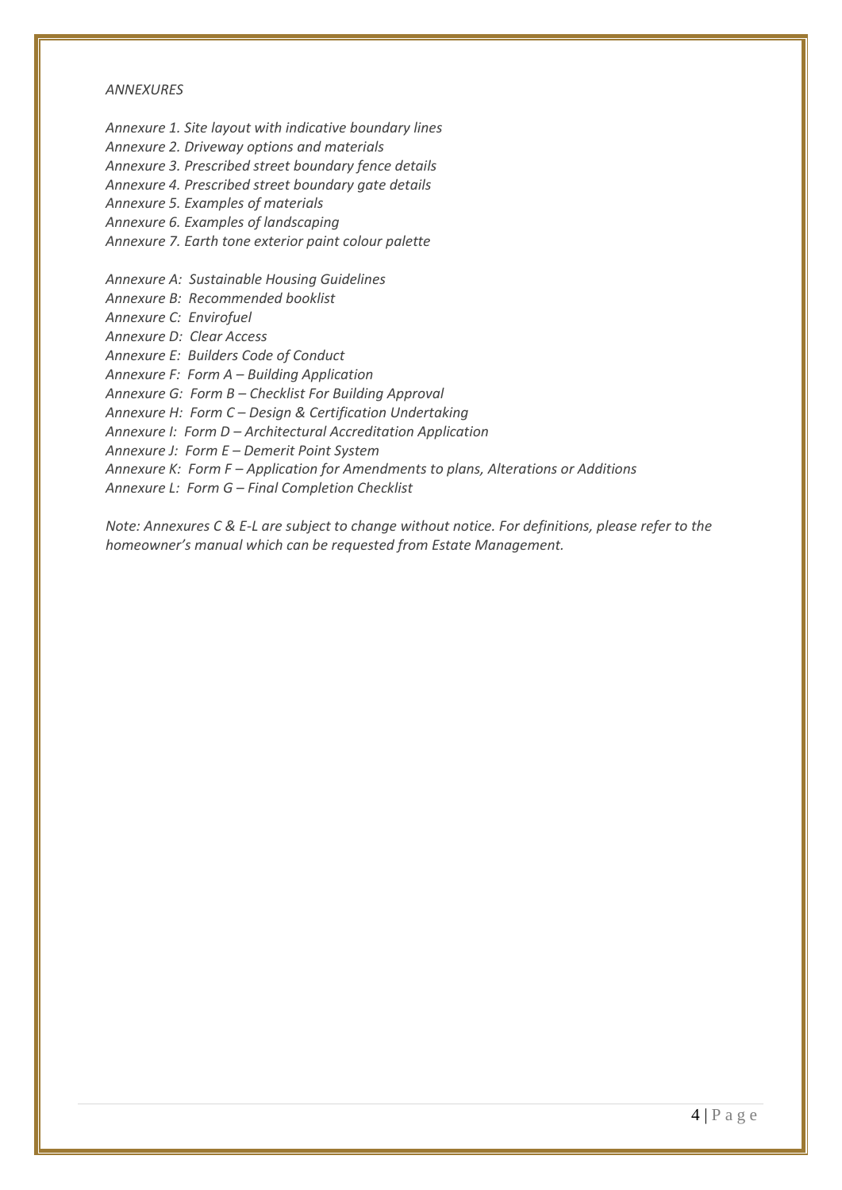*ANNEXURES*

*Annexure 1. Site layout with indicative boundary lines*
*Annexure 2. Driveway options and materials*
*Annexure 3. Prescribed street boundary fence details*
*Annexure 4. Prescribed street boundary gate details*
*Annexure 5. Examples of materials*
*Annexure 6. Examples of landscaping*
*Annexure 7. Earth tone exterior paint colour palette*

*Annexure A: Sustainable Housing Guidelines*
*Annexure B: Recommended booklist*
*Annexure C: Envirofuel*
*Annexure D: Clear Access*
*Annexure E: Builders Code of Conduct*
*Annexure F: Form A – Building Application*
*Annexure G: Form B – Checklist For Building Approval*
*Annexure H: Form C – Design & Certification Undertaking*
*Annexure I: Form D – Architectural Accreditation Application*
*Annexure J: Form E – Demerit Point System*
*Annexure K: Form F – Application for Amendments to plans, Alterations or Additions*
*Annexure L: Form G – Final Completion Checklist*

*Note: Annexures C & E-L are subject to change without notice. For definitions, please refer to the homeowner's manual which can be requested from Estate Management.*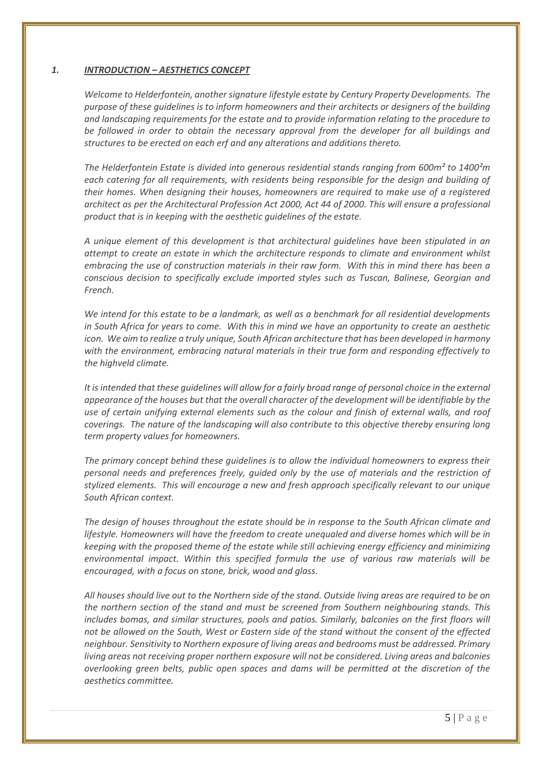## *1. INTRODUCTION – AESTHETICS CONCEPT*

*Welcome to Helderfontein, another signature lifestyle estate by Century Property Developments. The purpose of these guidelines is to inform homeowners and their architects or designers of the building and landscaping requirements for the estate and to provide information relating to the procedure to be followed in order to obtain the necessary approval from the developer for all buildings and structures to be erected on each erf and any alterations and additions thereto.*

*The Helderfontein Estate is divided into generous residential stands ranging from 600m² to 1400²m each catering for all requirements, with residents being responsible for the design and building of their homes. When designing their houses, homeowners are required to make use of a registered architect as per the Architectural Profession Act 2000, Act 44 of 2000. This will ensure a professional product that is in keeping with the aesthetic guidelines of the estate.*

*A unique element of this development is that architectural guidelines have been stipulated in an attempt to create an estate in which the architecture responds to climate and environment whilst embracing the use of construction materials in their raw form. With this in mind there has been a conscious decision to specifically exclude imported styles such as Tuscan, Balinese, Georgian and French.*

*We intend for this estate to be a landmark, as well as a benchmark for all residential developments in South Africa for years to come. With this in mind we have an opportunity to create an aesthetic icon. We aim to realize a truly unique, South African architecture that has been developed in harmony with the environment, embracing natural materials in their true form and responding effectively to the highveld climate.*

*It is intended that these guidelines will allow for a fairly broad range of personal choice in the external appearance of the houses but that the overall character of the development will be identifiable by the use of certain unifying external elements such as the colour and finish of external walls, and roof coverings. The nature of the landscaping will also contribute to this objective thereby ensuring long term property values for homeowners.*

*The primary concept behind these guidelines is to allow the individual homeowners to express their personal needs and preferences freely, guided only by the use of materials and the restriction of stylized elements. This will encourage a new and fresh approach specifically relevant to our unique South African context.*

*The design of houses throughout the estate should be in response to the South African climate and lifestyle. Homeowners will have the freedom to create unequaled and diverse homes which will be in keeping with the proposed theme of the estate while still achieving energy efficiency and minimizing environmental impact. Within this specified formula the use of various raw materials will be encouraged, with a focus on stone, brick, wood and glass.*

*All houses should live out to the Northern side of the stand. Outside living areas are required to be on the northern section of the stand and must be screened from Southern neighbouring stands. This includes bomas, and similar structures, pools and patios. Similarly, balconies on the first floors will not be allowed on the South, West or Eastern side of the stand without the consent of the effected neighbour. Sensitivity to Northern exposure of living areas and bedrooms must be addressed. Primary living areas not receiving proper northern exposure will not be considered. Living areas and balconies overlooking green belts, public open spaces and dams will be permitted at the discretion of the aesthetics committee.*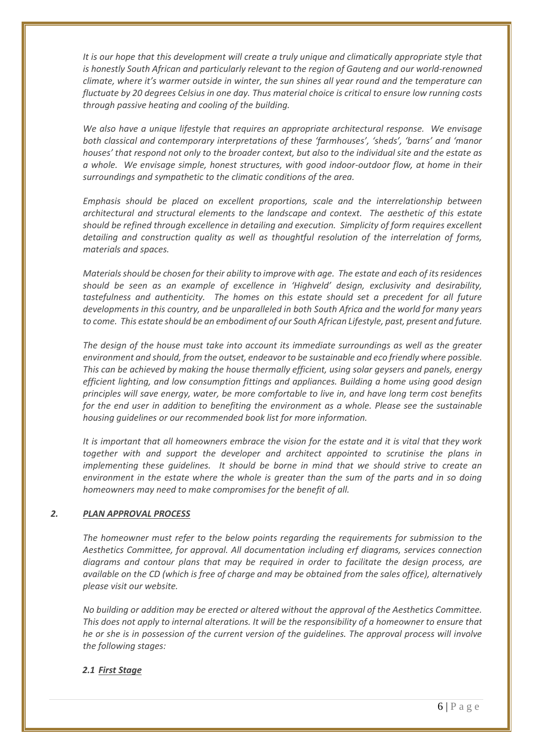*It is our hope that this development will create a truly unique and climatically appropriate style that is honestly South African and particularly relevant to the region of Gauteng and our world-renowned climate, where it's warmer outside in winter, the sun shines all year round and the temperature can fluctuate by 20 degrees Celsius in one day. Thus material choice is critical to ensure low running costs through passive heating and cooling of the building.*

*We also have a unique lifestyle that requires an appropriate architectural response. We envisage both classical and contemporary interpretations of these 'farmhouses', 'sheds', 'barns' and 'manor houses' that respond not only to the broader context, but also to the individual site and the estate as a whole. We envisage simple, honest structures, with good indoor-outdoor flow, at home in their surroundings and sympathetic to the climatic conditions of the area.*

*Emphasis should be placed on excellent proportions, scale and the interrelationship between architectural and structural elements to the landscape and context. The aesthetic of this estate should be refined through excellence in detailing and execution. Simplicity of form requires excellent detailing and construction quality as well as thoughtful resolution of the interrelation of forms, materials and spaces.*

*Materials should be chosen for their ability to improve with age. The estate and each of its residences should be seen as an example of excellence in 'Highveld' design, exclusivity and desirability, tastefulness and authenticity. The homes on this estate should set a precedent for all future developments in this country, and be unparalleled in both South Africa and the world for many years to come. This estate should be an embodiment of our South African Lifestyle, past, present and future.*

*The design of the house must take into account its immediate surroundings as well as the greater environment and should, from the outset, endeavor to be sustainable and eco friendly where possible. This can be achieved by making the house thermally efficient, using solar geysers and panels, energy efficient lighting, and low consumption fittings and appliances. Building a home using good design principles will save energy, water, be more comfortable to live in, and have long term cost benefits for the end user in addition to benefiting the environment as a whole. Please see the sustainable housing guidelines or our recommended book list for more information.*

*It is important that all homeowners embrace the vision for the estate and it is vital that they work together with and support the developer and architect appointed to scrutinise the plans in implementing these guidelines. It should be borne in mind that we should strive to create an environment in the estate where the whole is greater than the sum of the parts and in so doing homeowners may need to make compromises for the benefit of all.*

## *2. PLAN APPROVAL PROCESS*

*The homeowner must refer to the below points regarding the requirements for submission to the Aesthetics Committee, for approval. All documentation including erf diagrams, services connection diagrams and contour plans that may be required in order to facilitate the design process, are available on the CD (which is free of charge and may be obtained from the sales office), alternatively please visit our website.*

*No building or addition may be erected or altered without the approval of the Aesthetics Committee. This does not apply to internal alterations. It will be the responsibility of a homeowner to ensure that he or she is in possession of the current version of the guidelines. The approval process will involve the following stages:*

### *2.1 First Stage*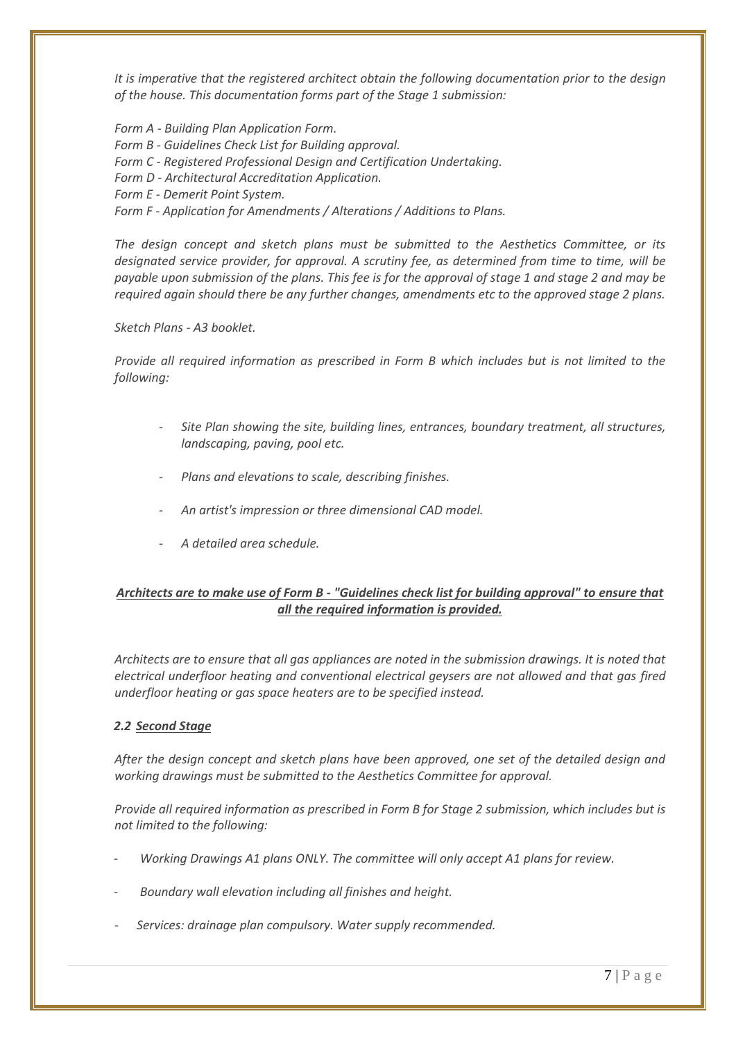*It is imperative that the registered architect obtain the following documentation prior to the design of the house. This documentation forms part of the Stage 1 submission:*

*Form A - Building Plan Application Form.*
*Form B - Guidelines Check List for Building approval.*
*Form C - Registered Professional Design and Certification Undertaking.*
*Form D - Architectural Accreditation Application.*
*Form E - Demerit Point System.*
*Form F - Application for Amendments / Alterations / Additions to Plans.*

*The design concept and sketch plans must be submitted to the Aesthetics Committee, or its designated service provider, for approval. A scrutiny fee, as determined from time to time, will be payable upon submission of the plans. This fee is for the approval of stage 1 and stage 2 and may be required again should there be any further changes, amendments etc to the approved stage 2 plans.*

*Sketch Plans - A3 booklet.*

*Provide all required information as prescribed in Form B which includes but is not limited to the following:*

- *Site Plan showing the site, building lines, entrances, boundary treatment, all structures, landscaping, paving, pool etc.*
- *Plans and elevations to scale, describing finishes.*
- *An artist's impression or three dimensional CAD model.*
- *A detailed area schedule.*

***<u>Architects are to make use of Form B - "Guidelines check list for building approval" to ensure that all the required information is provided.</u>***

*Architects are to ensure that all gas appliances are noted in the submission drawings. It is noted that electrical underfloor heating and conventional electrical geysers are not allowed and that gas fired underfloor heating or gas space heaters are to be specified instead.*

### *2.2 <u>Second Stage</u>*

*After the design concept and sketch plans have been approved, one set of the detailed design and working drawings must be submitted to the Aesthetics Committee for approval.*

*Provide all required information as prescribed in Form B for Stage 2 submission, which includes but is not limited to the following:*

- *Working Drawings A1 plans ONLY. The committee will only accept A1 plans for review.*
- *Boundary wall elevation including all finishes and height.*
- *Services: drainage plan compulsory. Water supply recommended.*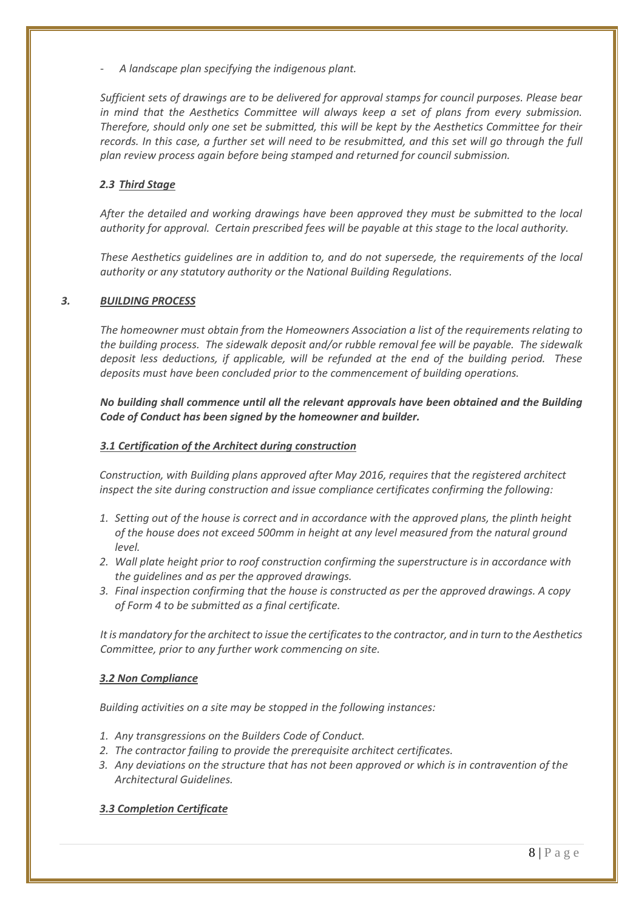- *A landscape plan specifying the indigenous plant.*

*Sufficient sets of drawings are to be delivered for approval stamps for council purposes. Please bear in mind that the Aesthetics Committee will always keep a set of plans from every submission. Therefore, should only one set be submitted, this will be kept by the Aesthetics Committee for their records. In this case, a further set will need to be resubmitted, and this set will go through the full plan review process again before being stamped and returned for council submission.*

### *2.3 Third Stage*

*After the detailed and working drawings have been approved they must be submitted to the local authority for approval. Certain prescribed fees will be payable at this stage to the local authority.*

*These Aesthetics guidelines are in addition to, and do not supersede, the requirements of the local authority or any statutory authority or the National Building Regulations.*

## *3. BUILDING PROCESS*

*The homeowner must obtain from the Homeowners Association a list of the requirements relating to the building process. The sidewalk deposit and/or rubble removal fee will be payable. The sidewalk deposit less deductions, if applicable, will be refunded at the end of the building period. These deposits must have been concluded prior to the commencement of building operations.*

***No building shall commence until all the relevant approvals have been obtained and the Building Code of Conduct has been signed by the homeowner and builder.***

### *3.1 Certification of the Architect during construction*

*Construction, with Building plans approved after May 2016, requires that the registered architect inspect the site during construction and issue compliance certificates confirming the following:*

1. *Setting out of the house is correct and in accordance with the approved plans, the plinth height of the house does not exceed 500mm in height at any level measured from the natural ground level.*
2. *Wall plate height prior to roof construction confirming the superstructure is in accordance with the guidelines and as per the approved drawings.*
3. *Final inspection confirming that the house is constructed as per the approved drawings. A copy of Form 4 to be submitted as a final certificate.*

*It is mandatory for the architect to issue the certificates to the contractor, and in turn to the Aesthetics Committee, prior to any further work commencing on site.*

### *3.2 Non Compliance*

*Building activities on a site may be stopped in the following instances:*

1. *Any transgressions on the Builders Code of Conduct.*
2. *The contractor failing to provide the prerequisite architect certificates.*
3. *Any deviations on the structure that has not been approved or which is in contravention of the Architectural Guidelines.*

### *3.3 Completion Certificate*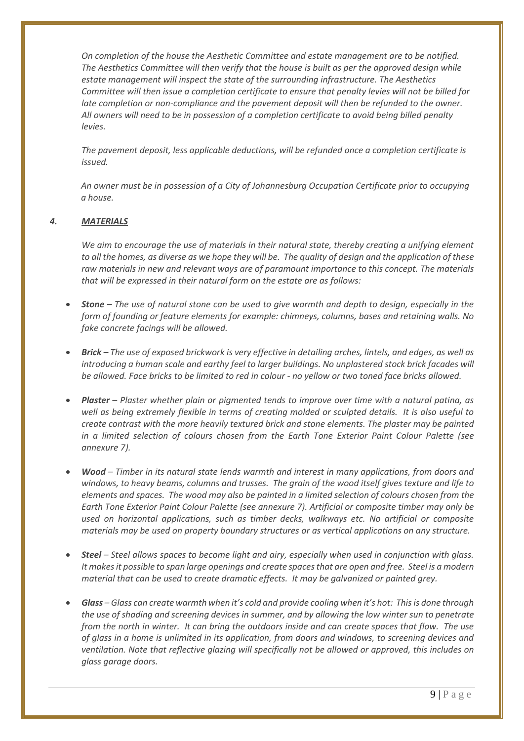*On completion of the house the Aesthetic Committee and estate management are to be notified. The Aesthetics Committee will then verify that the house is built as per the approved design while estate management will inspect the state of the surrounding infrastructure. The Aesthetics Committee will then issue a completion certificate to ensure that penalty levies will not be billed for late completion or non-compliance and the pavement deposit will then be refunded to the owner. All owners will need to be in possession of a completion certificate to avoid being billed penalty levies.*

*The pavement deposit, less applicable deductions, will be refunded once a completion certificate is issued.*

*An owner must be in possession of a City of Johannesburg Occupation Certificate prior to occupying a house.*

## *4. <u>MATERIALS</u>*

*We aim to encourage the use of materials in their natural state, thereby creating a unifying element to all the homes, as diverse as we hope they will be. The quality of design and the application of these raw materials in new and relevant ways are of paramount importance to this concept. The materials that will be expressed in their natural form on the estate are as follows:*

- ***Stone** – The use of natural stone can be used to give warmth and depth to design, especially in the form of founding or feature elements for example: chimneys, columns, bases and retaining walls. No fake concrete facings will be allowed.*
- ***Brick** – The use of exposed brickwork is very effective in detailing arches, lintels, and edges, as well as introducing a human scale and earthy feel to larger buildings. No unplastered stock brick facades will be allowed. Face bricks to be limited to red in colour - no yellow or two toned face bricks allowed.*
- ***Plaster** – Plaster whether plain or pigmented tends to improve over time with a natural patina, as well as being extremely flexible in terms of creating molded or sculpted details. It is also useful to create contrast with the more heavily textured brick and stone elements. The plaster may be painted in a limited selection of colours chosen from the Earth Tone Exterior Paint Colour Palette (see annexure 7).*
- ***Wood** – Timber in its natural state lends warmth and interest in many applications, from doors and windows, to heavy beams, columns and trusses. The grain of the wood itself gives texture and life to elements and spaces. The wood may also be painted in a limited selection of colours chosen from the Earth Tone Exterior Paint Colour Palette (see annexure 7). Artificial or composite timber may only be used on horizontal applications, such as timber decks, walkways etc. No artificial or composite materials may be used on property boundary structures or as vertical applications on any structure.*
- ***Steel** – Steel allows spaces to become light and airy, especially when used in conjunction with glass. It makes it possible to span large openings and create spaces that are open and free. Steel is a modern material that can be used to create dramatic effects. It may be galvanized or painted grey.*
- ***Glass** – Glass can create warmth when it's cold and provide cooling when it's hot: This is done through the use of shading and screening devices in summer, and by allowing the low winter sun to penetrate from the north in winter. It can bring the outdoors inside and can create spaces that flow. The use of glass in a home is unlimited in its application, from doors and windows, to screening devices and ventilation. Note that reflective glazing will specifically not be allowed or approved, this includes on glass garage doors.*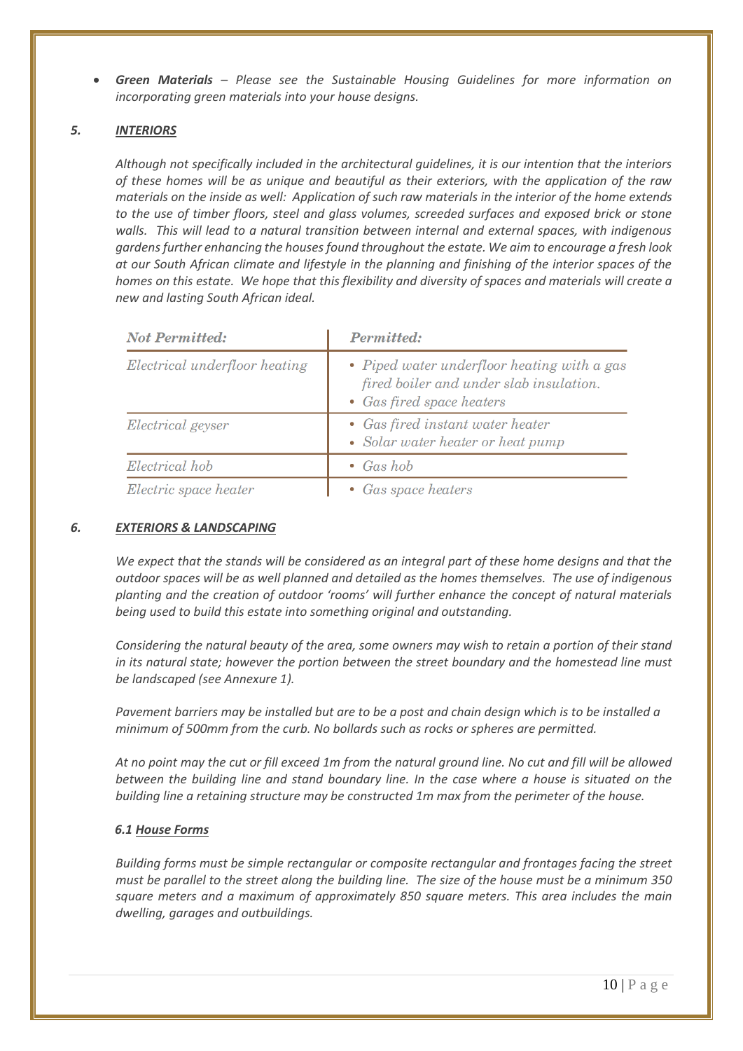- ***Green Materials*** *– Please see the Sustainable Housing Guidelines for more information on incorporating green materials into your house designs.*

## *5. INTERIORS*

*Although not specifically included in the architectural guidelines, it is our intention that the interiors of these homes will be as unique and beautiful as their exteriors, with the application of the raw materials on the inside as well: Application of such raw materials in the interior of the home extends to the use of timber floors, steel and glass volumes, screeded surfaces and exposed brick or stone walls. This will lead to a natural transition between internal and external spaces, with indigenous gardens further enhancing the houses found throughout the estate. We aim to encourage a fresh look at our South African climate and lifestyle in the planning and finishing of the interior spaces of the homes on this estate. We hope that this flexibility and diversity of spaces and materials will create a new and lasting South African ideal.*

| *Not Permitted:* | *Permitted:* |
|---|---|
| *Electrical underfloor heating* | • *Piped water underfloor heating with a gas fired boiler and under slab insulation.*<br>• *Gas fired space heaters* |
| *Electrical geyser* | • *Gas fired instant water heater*<br>• *Solar water heater or heat pump* |
| *Electrical hob* | • *Gas hob* |
| *Electric space heater* | • *Gas space heaters* |

## *6. EXTERIORS & LANDSCAPING*

*We expect that the stands will be considered as an integral part of these home designs and that the outdoor spaces will be as well planned and detailed as the homes themselves. The use of indigenous planting and the creation of outdoor 'rooms' will further enhance the concept of natural materials being used to build this estate into something original and outstanding.*

*Considering the natural beauty of the area, some owners may wish to retain a portion of their stand in its natural state; however the portion between the street boundary and the homestead line must be landscaped (see Annexure 1).*

*Pavement barriers may be installed but are to be a post and chain design which is to be installed a minimum of 500mm from the curb. No bollards such as rocks or spheres are permitted.*

*At no point may the cut or fill exceed 1m from the natural ground line. No cut and fill will be allowed between the building line and stand boundary line. In the case where a house is situated on the building line a retaining structure may be constructed 1m max from the perimeter of the house.*

### *6.1 House Forms*

*Building forms must be simple rectangular or composite rectangular and frontages facing the street must be parallel to the street along the building line. The size of the house must be a minimum 350 square meters and a maximum of approximately 850 square meters. This area includes the main dwelling, garages and outbuildings.*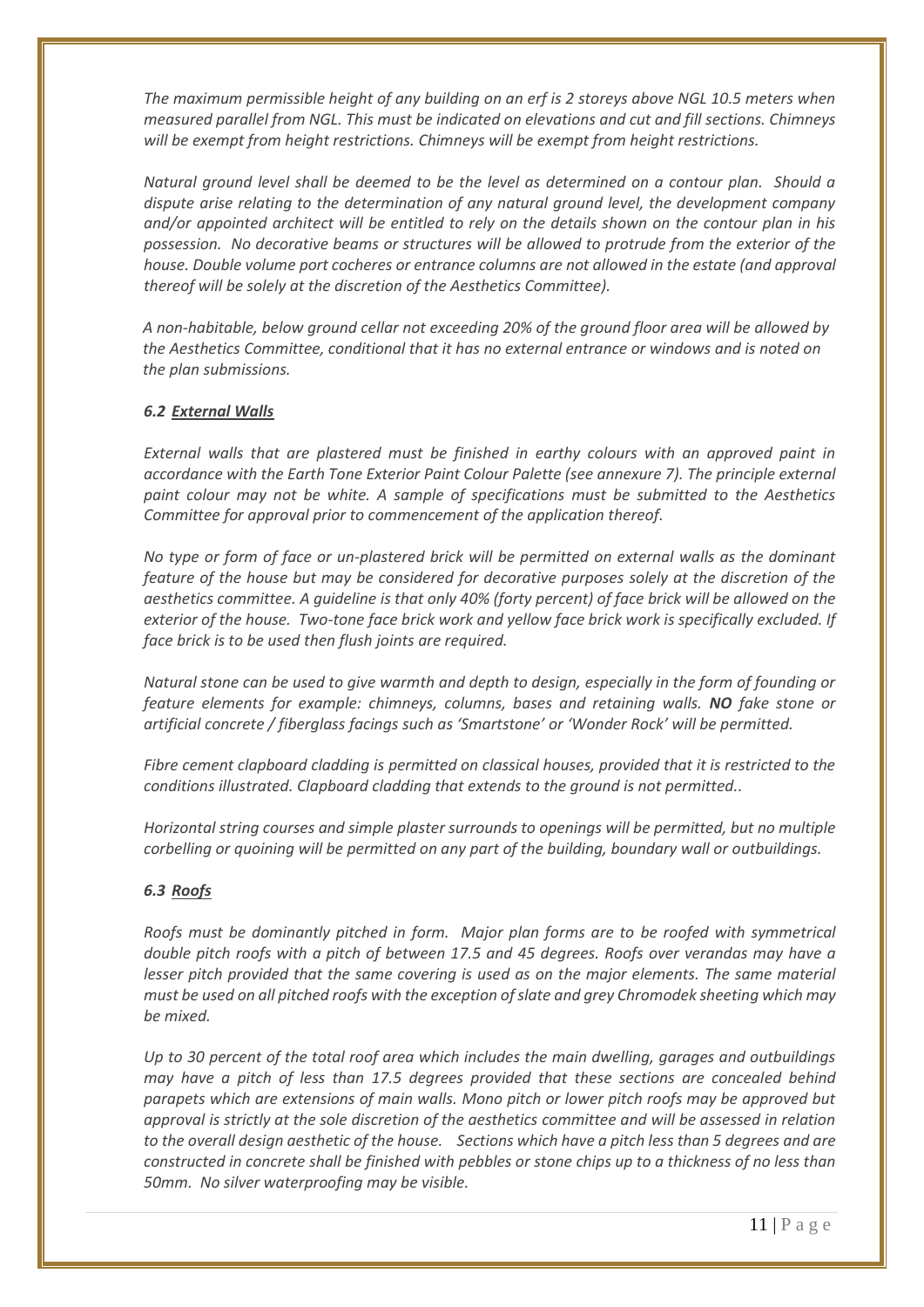*The maximum permissible height of any building on an erf is 2 storeys above NGL 10.5 meters when measured parallel from NGL. This must be indicated on elevations and cut and fill sections. Chimneys will be exempt from height restrictions. Chimneys will be exempt from height restrictions.*

*Natural ground level shall be deemed to be the level as determined on a contour plan. Should a dispute arise relating to the determination of any natural ground level, the development company and/or appointed architect will be entitled to rely on the details shown on the contour plan in his possession. No decorative beams or structures will be allowed to protrude from the exterior of the house. Double volume port cocheres or entrance columns are not allowed in the estate (and approval thereof will be solely at the discretion of the Aesthetics Committee).*

*A non-habitable, below ground cellar not exceeding 20% of the ground floor area will be allowed by the Aesthetics Committee, conditional that it has no external entrance or windows and is noted on the plan submissions.*

### *6.2 External Walls*

*External walls that are plastered must be finished in earthy colours with an approved paint in accordance with the Earth Tone Exterior Paint Colour Palette (see annexure 7). The principle external paint colour may not be white. A sample of specifications must be submitted to the Aesthetics Committee for approval prior to commencement of the application thereof.*

*No type or form of face or un-plastered brick will be permitted on external walls as the dominant feature of the house but may be considered for decorative purposes solely at the discretion of the aesthetics committee. A guideline is that only 40% (forty percent) of face brick will be allowed on the exterior of the house. Two-tone face brick work and yellow face brick work is specifically excluded. If face brick is to be used then flush joints are required.*

*Natural stone can be used to give warmth and depth to design, especially in the form of founding or feature elements for example: chimneys, columns, bases and retaining walls.* ***NO*** *fake stone or artificial concrete / fiberglass facings such as 'Smartstone' or 'Wonder Rock' will be permitted.*

*Fibre cement clapboard cladding is permitted on classical houses, provided that it is restricted to the conditions illustrated. Clapboard cladding that extends to the ground is not permitted..*

*Horizontal string courses and simple plaster surrounds to openings will be permitted, but no multiple corbelling or quoining will be permitted on any part of the building, boundary wall or outbuildings.*

### *6.3 Roofs*

*Roofs must be dominantly pitched in form. Major plan forms are to be roofed with symmetrical double pitch roofs with a pitch of between 17.5 and 45 degrees. Roofs over verandas may have a lesser pitch provided that the same covering is used as on the major elements. The same material must be used on all pitched roofs with the exception of slate and grey Chromodek sheeting which may be mixed.*

*Up to 30 percent of the total roof area which includes the main dwelling, garages and outbuildings may have a pitch of less than 17.5 degrees provided that these sections are concealed behind parapets which are extensions of main walls. Mono pitch or lower pitch roofs may be approved but approval is strictly at the sole discretion of the aesthetics committee and will be assessed in relation to the overall design aesthetic of the house. Sections which have a pitch less than 5 degrees and are constructed in concrete shall be finished with pebbles or stone chips up to a thickness of no less than 50mm. No silver waterproofing may be visible.*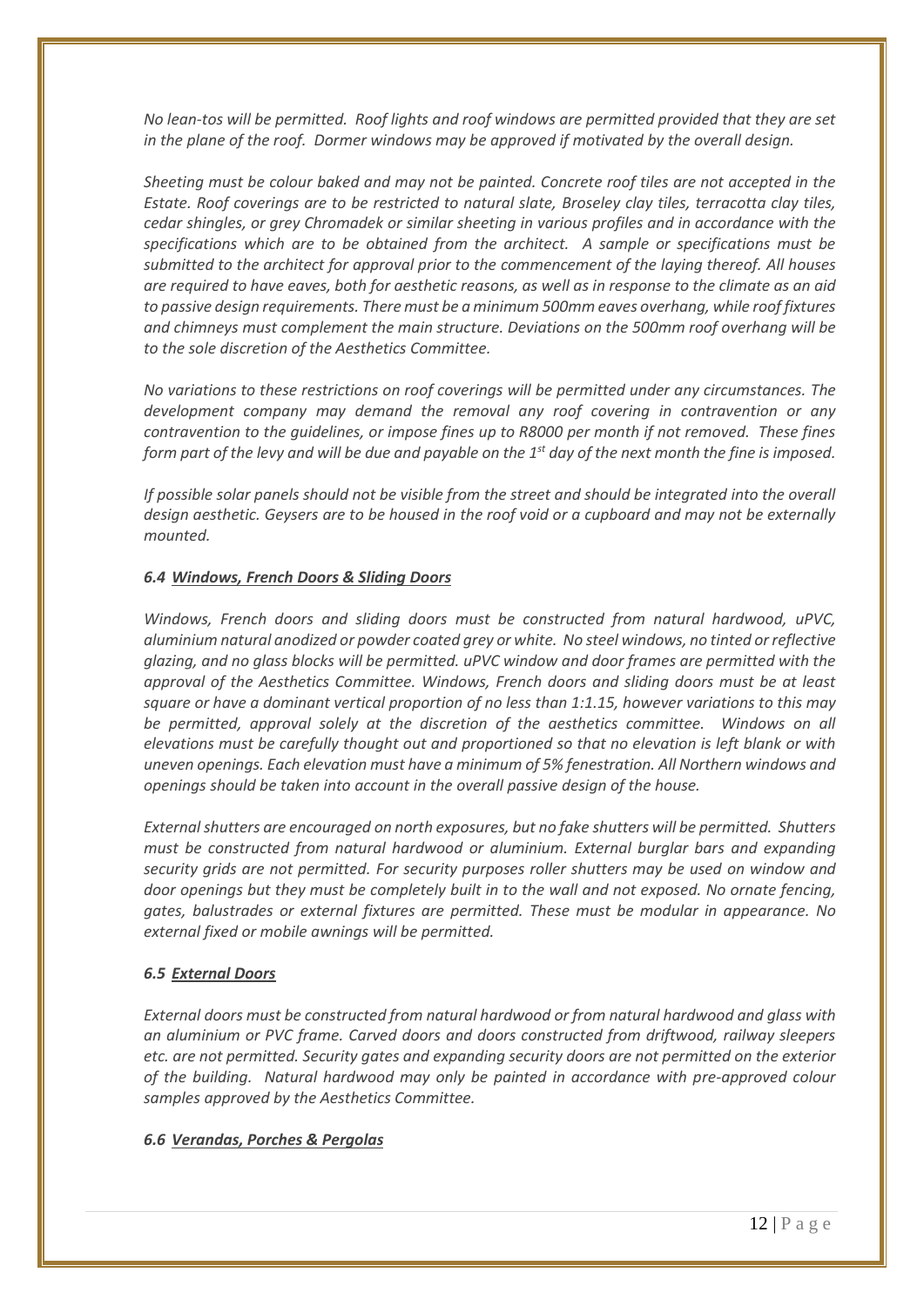*No lean-tos will be permitted. Roof lights and roof windows are permitted provided that they are set in the plane of the roof. Dormer windows may be approved if motivated by the overall design.*

*Sheeting must be colour baked and may not be painted. Concrete roof tiles are not accepted in the Estate. Roof coverings are to be restricted to natural slate, Broseley clay tiles, terracotta clay tiles, cedar shingles, or grey Chromadek or similar sheeting in various profiles and in accordance with the specifications which are to be obtained from the architect. A sample or specifications must be submitted to the architect for approval prior to the commencement of the laying thereof. All houses are required to have eaves, both for aesthetic reasons, as well as in response to the climate as an aid to passive design requirements. There must be a minimum 500mm eaves overhang, while roof fixtures and chimneys must complement the main structure. Deviations on the 500mm roof overhang will be to the sole discretion of the Aesthetics Committee.*

*No variations to these restrictions on roof coverings will be permitted under any circumstances. The development company may demand the removal any roof covering in contravention or any contravention to the guidelines, or impose fines up to R8000 per month if not removed. These fines form part of the levy and will be due and payable on the 1st day of the next month the fine is imposed.*

*If possible solar panels should not be visible from the street and should be integrated into the overall design aesthetic. Geysers are to be housed in the roof void or a cupboard and may not be externally mounted.*

### *6.4 Windows, French Doors & Sliding Doors*

*Windows, French doors and sliding doors must be constructed from natural hardwood, uPVC, aluminium natural anodized or powder coated grey or white. No steel windows, no tinted or reflective glazing, and no glass blocks will be permitted. uPVC window and door frames are permitted with the approval of the Aesthetics Committee. Windows, French doors and sliding doors must be at least square or have a dominant vertical proportion of no less than 1:1.15, however variations to this may be permitted, approval solely at the discretion of the aesthetics committee. Windows on all elevations must be carefully thought out and proportioned so that no elevation is left blank or with uneven openings. Each elevation must have a minimum of 5% fenestration. All Northern windows and openings should be taken into account in the overall passive design of the house.*

*External shutters are encouraged on north exposures, but no fake shutters will be permitted. Shutters must be constructed from natural hardwood or aluminium. External burglar bars and expanding security grids are not permitted. For security purposes roller shutters may be used on window and door openings but they must be completely built in to the wall and not exposed. No ornate fencing, gates, balustrades or external fixtures are permitted. These must be modular in appearance. No external fixed or mobile awnings will be permitted.*

### *6.5 External Doors*

*External doors must be constructed from natural hardwood or from natural hardwood and glass with an aluminium or PVC frame. Carved doors and doors constructed from driftwood, railway sleepers etc. are not permitted. Security gates and expanding security doors are not permitted on the exterior of the building. Natural hardwood may only be painted in accordance with pre-approved colour samples approved by the Aesthetics Committee.*

### *6.6 Verandas, Porches & Pergolas*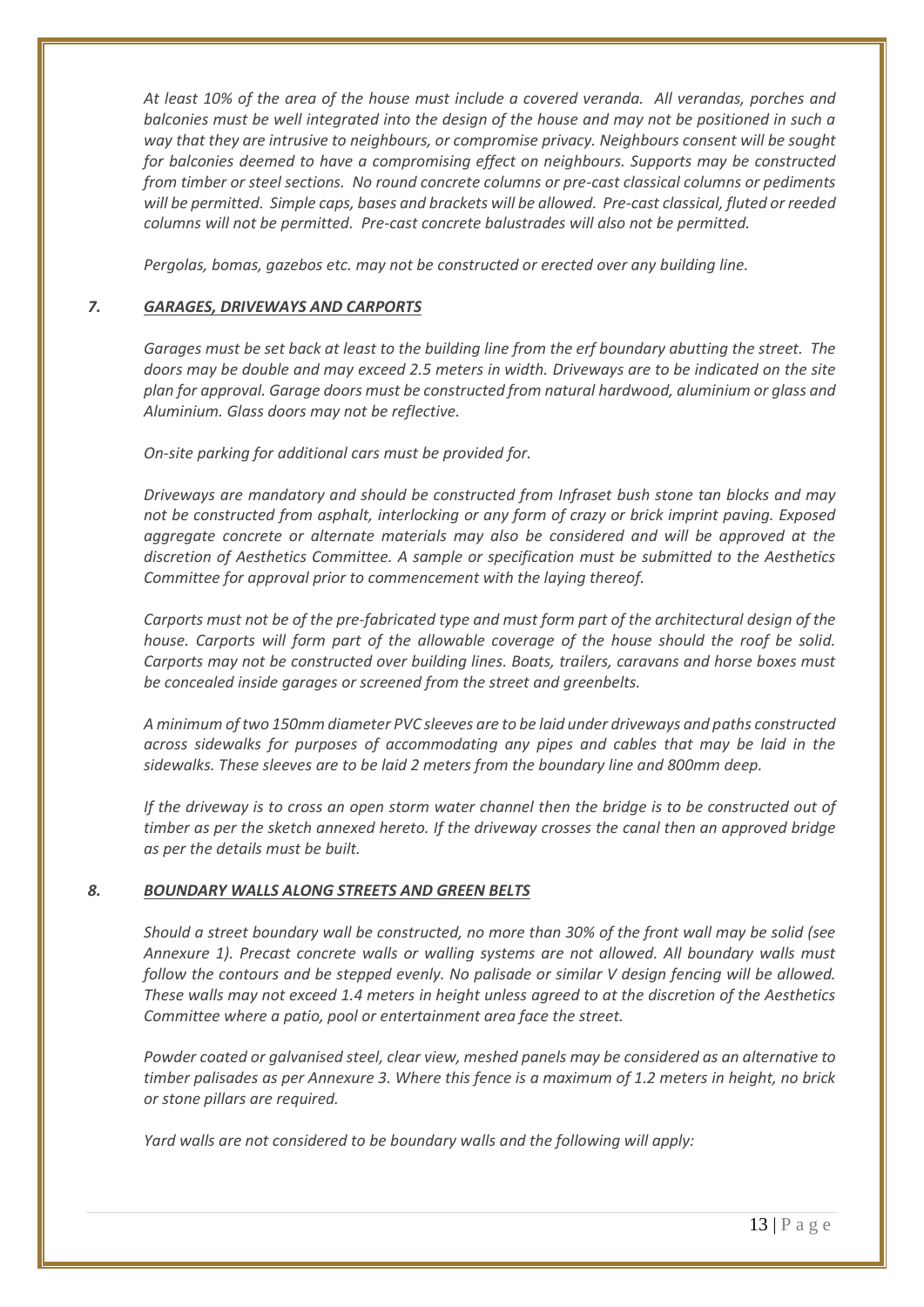*At least 10% of the area of the house must include a covered veranda. All verandas, porches and balconies must be well integrated into the design of the house and may not be positioned in such a way that they are intrusive to neighbours, or compromise privacy. Neighbours consent will be sought for balconies deemed to have a compromising effect on neighbours. Supports may be constructed from timber or steel sections. No round concrete columns or pre-cast classical columns or pediments will be permitted. Simple caps, bases and brackets will be allowed. Pre-cast classical, fluted or reeded columns will not be permitted. Pre-cast concrete balustrades will also not be permitted.*

*Pergolas, bomas, gazebos etc. may not be constructed or erected over any building line.*

## *7. GARAGES, DRIVEWAYS AND CARPORTS*

*Garages must be set back at least to the building line from the erf boundary abutting the street. The doors may be double and may exceed 2.5 meters in width. Driveways are to be indicated on the site plan for approval. Garage doors must be constructed from natural hardwood, aluminium or glass and Aluminium. Glass doors may not be reflective.*

*On-site parking for additional cars must be provided for.*

*Driveways are mandatory and should be constructed from Infraset bush stone tan blocks and may not be constructed from asphalt, interlocking or any form of crazy or brick imprint paving. Exposed aggregate concrete or alternate materials may also be considered and will be approved at the discretion of Aesthetics Committee. A sample or specification must be submitted to the Aesthetics Committee for approval prior to commencement with the laying thereof.*

*Carports must not be of the pre-fabricated type and must form part of the architectural design of the house. Carports will form part of the allowable coverage of the house should the roof be solid. Carports may not be constructed over building lines. Boats, trailers, caravans and horse boxes must be concealed inside garages or screened from the street and greenbelts.*

*A minimum of two 150mm diameter PVC sleeves are to be laid under driveways and paths constructed across sidewalks for purposes of accommodating any pipes and cables that may be laid in the sidewalks. These sleeves are to be laid 2 meters from the boundary line and 800mm deep.*

*If the driveway is to cross an open storm water channel then the bridge is to be constructed out of timber as per the sketch annexed hereto. If the driveway crosses the canal then an approved bridge as per the details must be built.*

## *8. BOUNDARY WALLS ALONG STREETS AND GREEN BELTS*

*Should a street boundary wall be constructed, no more than 30% of the front wall may be solid (see Annexure 1). Precast concrete walls or walling systems are not allowed. All boundary walls must follow the contours and be stepped evenly. No palisade or similar V design fencing will be allowed. These walls may not exceed 1.4 meters in height unless agreed to at the discretion of the Aesthetics Committee where a patio, pool or entertainment area face the street.*

*Powder coated or galvanised steel, clear view, meshed panels may be considered as an alternative to timber palisades as per Annexure 3. Where this fence is a maximum of 1.2 meters in height, no brick or stone pillars are required.*

*Yard walls are not considered to be boundary walls and the following will apply:*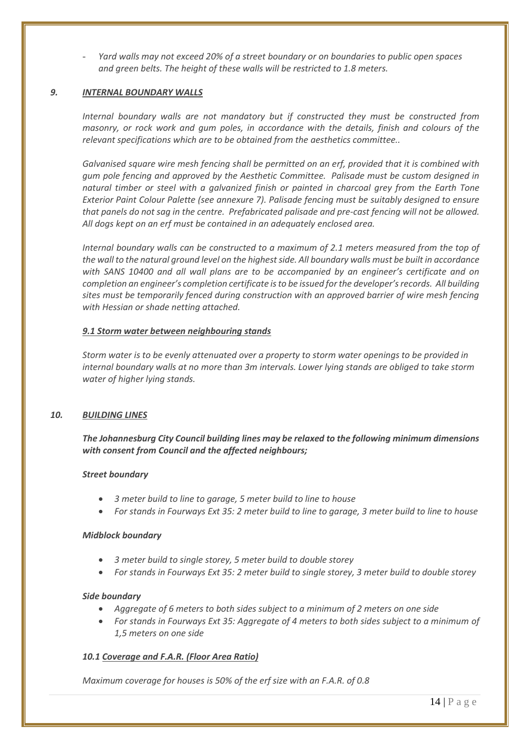- *Yard walls may not exceed 20% of a street boundary or on boundaries to public open spaces and green belts. The height of these walls will be restricted to 1.8 meters.*

## *9. INTERNAL BOUNDARY WALLS*

*Internal boundary walls are not mandatory but if constructed they must be constructed from masonry, or rock work and gum poles, in accordance with the details, finish and colours of the relevant specifications which are to be obtained from the aesthetics committee..*

*Galvanised square wire mesh fencing shall be permitted on an erf, provided that it is combined with gum pole fencing and approved by the Aesthetic Committee. Palisade must be custom designed in natural timber or steel with a galvanized finish or painted in charcoal grey from the Earth Tone Exterior Paint Colour Palette (see annexure 7). Palisade fencing must be suitably designed to ensure that panels do not sag in the centre. Prefabricated palisade and pre-cast fencing will not be allowed. All dogs kept on an erf must be contained in an adequately enclosed area.*

*Internal boundary walls can be constructed to a maximum of 2.1 meters measured from the top of the wall to the natural ground level on the highest side. All boundary walls must be built in accordance with SANS 10400 and all wall plans are to be accompanied by an engineer's certificate and on completion an engineer's completion certificate is to be issued for the developer's records. All building sites must be temporarily fenced during construction with an approved barrier of wire mesh fencing with Hessian or shade netting attached.*

### *9.1 Storm water between neighbouring stands*

*Storm water is to be evenly attenuated over a property to storm water openings to be provided in internal boundary walls at no more than 3m intervals. Lower lying stands are obliged to take storm water of higher lying stands.*

## *10. BUILDING LINES*

***The Johannesburg City Council building lines may be relaxed to the following minimum dimensions with consent from Council and the affected neighbours;***

***Street boundary***

- *3 meter build to line to garage, 5 meter build to line to house*
- *For stands in Fourways Ext 35: 2 meter build to line to garage, 3 meter build to line to house*

***Midblock boundary***

- *3 meter build to single storey, 5 meter build to double storey*
- *For stands in Fourways Ext 35: 2 meter build to single storey, 3 meter build to double storey*

***Side boundary***

- *Aggregate of 6 meters to both sides subject to a minimum of 2 meters on one side*
- *For stands in Fourways Ext 35: Aggregate of 4 meters to both sides subject to a minimum of 1,5 meters on one side*

### *10.1 Coverage and F.A.R. (Floor Area Ratio)*

*Maximum coverage for houses is 50% of the erf size with an F.A.R. of 0.8*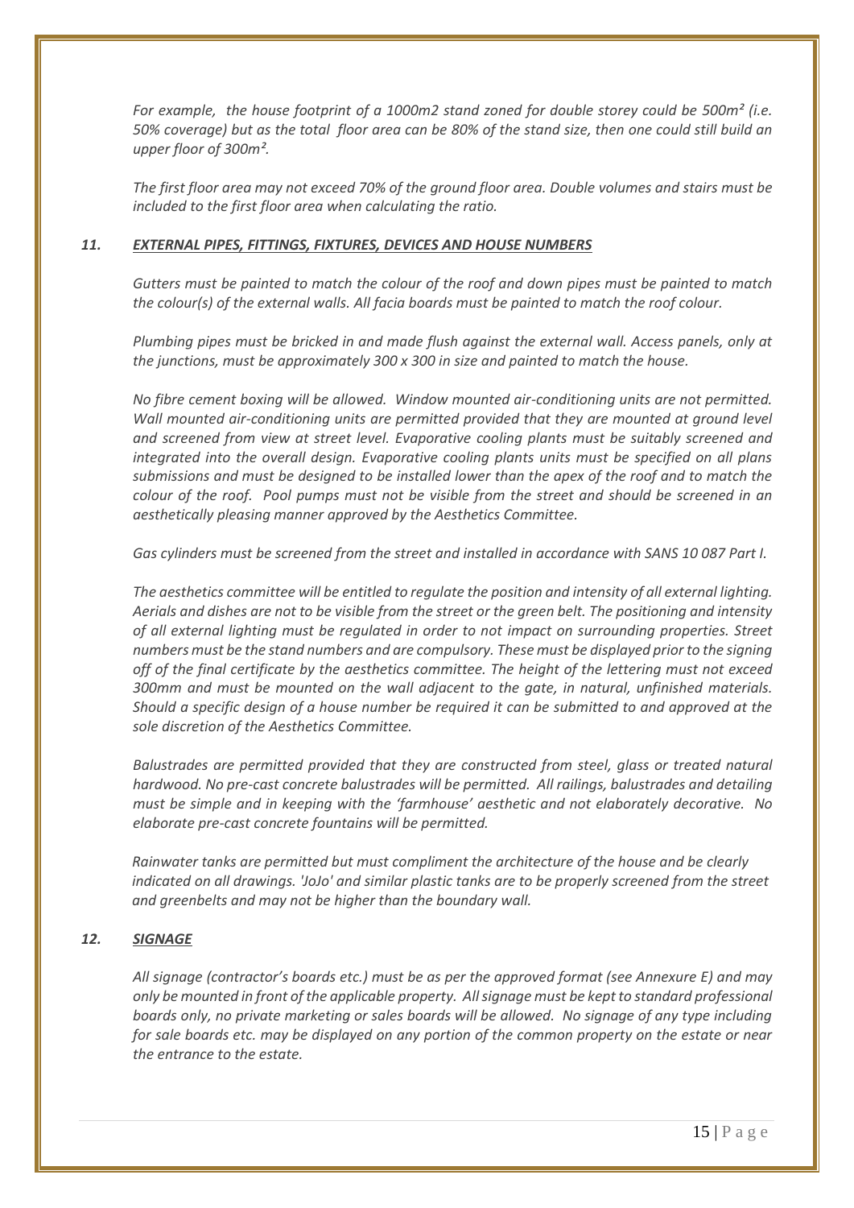*For example, the house footprint of a 1000m2 stand zoned for double storey could be 500m² (i.e. 50% coverage) but as the total floor area can be 80% of the stand size, then one could still build an upper floor of 300m².*

*The first floor area may not exceed 70% of the ground floor area. Double volumes and stairs must be included to the first floor area when calculating the ratio.*

### *11. EXTERNAL PIPES, FITTINGS, FIXTURES, DEVICES AND HOUSE NUMBERS*

*Gutters must be painted to match the colour of the roof and down pipes must be painted to match the colour(s) of the external walls. All facia boards must be painted to match the roof colour.*

*Plumbing pipes must be bricked in and made flush against the external wall. Access panels, only at the junctions, must be approximately 300 x 300 in size and painted to match the house.*

*No fibre cement boxing will be allowed. Window mounted air-conditioning units are not permitted. Wall mounted air-conditioning units are permitted provided that they are mounted at ground level and screened from view at street level. Evaporative cooling plants must be suitably screened and integrated into the overall design. Evaporative cooling plants units must be specified on all plans submissions and must be designed to be installed lower than the apex of the roof and to match the colour of the roof. Pool pumps must not be visible from the street and should be screened in an aesthetically pleasing manner approved by the Aesthetics Committee.*

*Gas cylinders must be screened from the street and installed in accordance with SANS 10 087 Part I.*

*The aesthetics committee will be entitled to regulate the position and intensity of all external lighting. Aerials and dishes are not to be visible from the street or the green belt. The positioning and intensity of all external lighting must be regulated in order to not impact on surrounding properties. Street numbers must be the stand numbers and are compulsory. These must be displayed prior to the signing off of the final certificate by the aesthetics committee. The height of the lettering must not exceed 300mm and must be mounted on the wall adjacent to the gate, in natural, unfinished materials. Should a specific design of a house number be required it can be submitted to and approved at the sole discretion of the Aesthetics Committee.*

*Balustrades are permitted provided that they are constructed from steel, glass or treated natural hardwood. No pre-cast concrete balustrades will be permitted. All railings, balustrades and detailing must be simple and in keeping with the 'farmhouse' aesthetic and not elaborately decorative. No elaborate pre-cast concrete fountains will be permitted.*

*Rainwater tanks are permitted but must compliment the architecture of the house and be clearly indicated on all drawings. 'JoJo' and similar plastic tanks are to be properly screened from the street and greenbelts and may not be higher than the boundary wall.*

### *12. SIGNAGE*

*All signage (contractor's boards etc.) must be as per the approved format (see Annexure E) and may only be mounted in front of the applicable property. All signage must be kept to standard professional boards only, no private marketing or sales boards will be allowed. No signage of any type including for sale boards etc. may be displayed on any portion of the common property on the estate or near the entrance to the estate.*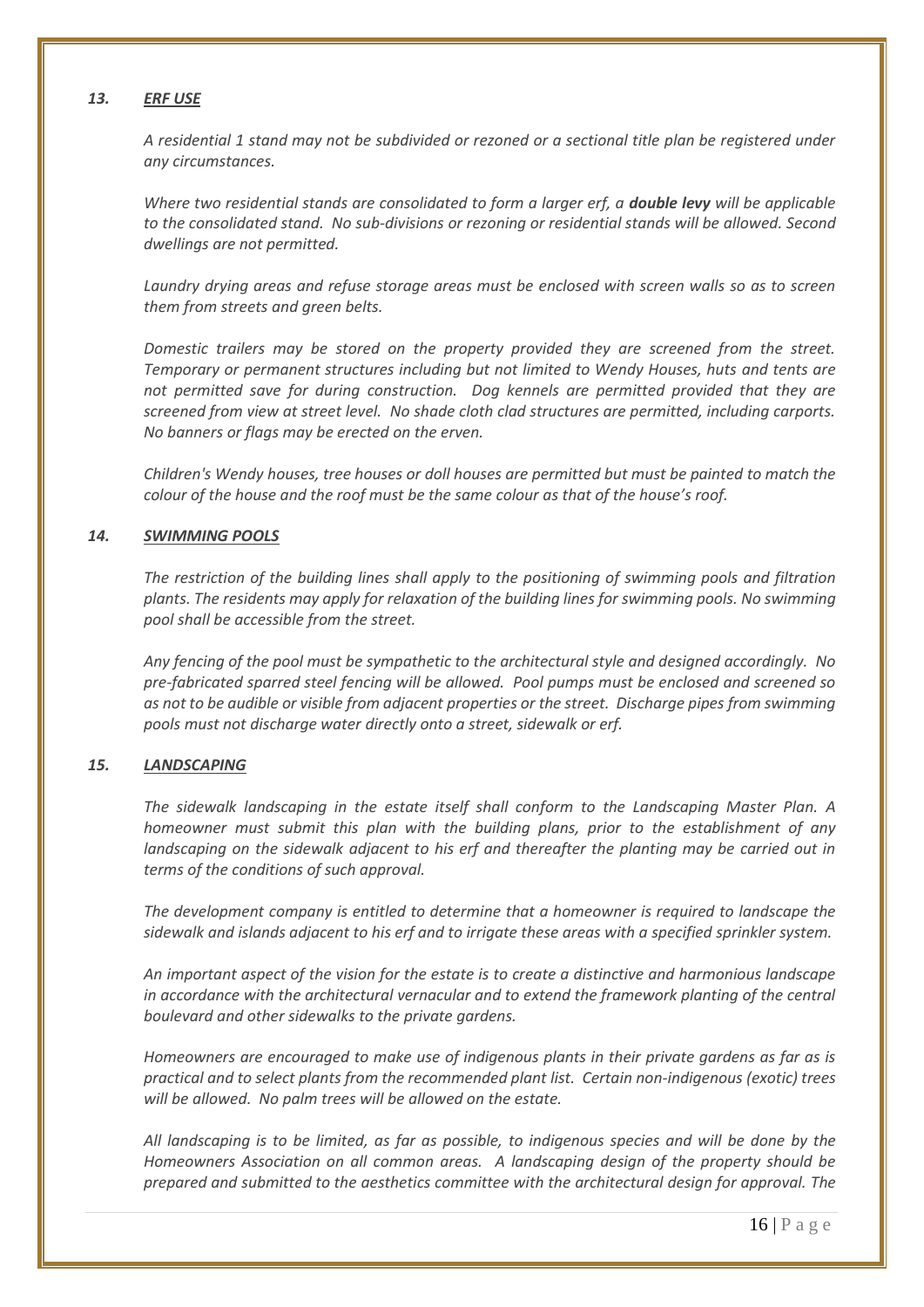### *13. ERF USE*

*A residential 1 stand may not be subdivided or rezoned or a sectional title plan be registered under any circumstances.*

*Where two residential stands are consolidated to form a larger erf, a **double levy** will be applicable to the consolidated stand. No sub-divisions or rezoning or residential stands will be allowed. Second dwellings are not permitted.*

*Laundry drying areas and refuse storage areas must be enclosed with screen walls so as to screen them from streets and green belts.*

*Domestic trailers may be stored on the property provided they are screened from the street. Temporary or permanent structures including but not limited to Wendy Houses, huts and tents are not permitted save for during construction. Dog kennels are permitted provided that they are screened from view at street level. No shade cloth clad structures are permitted, including carports. No banners or flags may be erected on the erven.*

*Children's Wendy houses, tree houses or doll houses are permitted but must be painted to match the colour of the house and the roof must be the same colour as that of the house's roof.*

### *14. SWIMMING POOLS*

*The restriction of the building lines shall apply to the positioning of swimming pools and filtration plants. The residents may apply for relaxation of the building lines for swimming pools. No swimming pool shall be accessible from the street.*

*Any fencing of the pool must be sympathetic to the architectural style and designed accordingly. No pre-fabricated sparred steel fencing will be allowed. Pool pumps must be enclosed and screened so as not to be audible or visible from adjacent properties or the street. Discharge pipes from swimming pools must not discharge water directly onto a street, sidewalk or erf.*

### *15. LANDSCAPING*

*The sidewalk landscaping in the estate itself shall conform to the Landscaping Master Plan. A homeowner must submit this plan with the building plans, prior to the establishment of any landscaping on the sidewalk adjacent to his erf and thereafter the planting may be carried out in terms of the conditions of such approval.*

*The development company is entitled to determine that a homeowner is required to landscape the sidewalk and islands adjacent to his erf and to irrigate these areas with a specified sprinkler system.*

*An important aspect of the vision for the estate is to create a distinctive and harmonious landscape in accordance with the architectural vernacular and to extend the framework planting of the central boulevard and other sidewalks to the private gardens.*

*Homeowners are encouraged to make use of indigenous plants in their private gardens as far as is practical and to select plants from the recommended plant list. Certain non-indigenous (exotic) trees will be allowed. No palm trees will be allowed on the estate.*

*All landscaping is to be limited, as far as possible, to indigenous species and will be done by the Homeowners Association on all common areas. A landscaping design of the property should be prepared and submitted to the aesthetics committee with the architectural design for approval. The*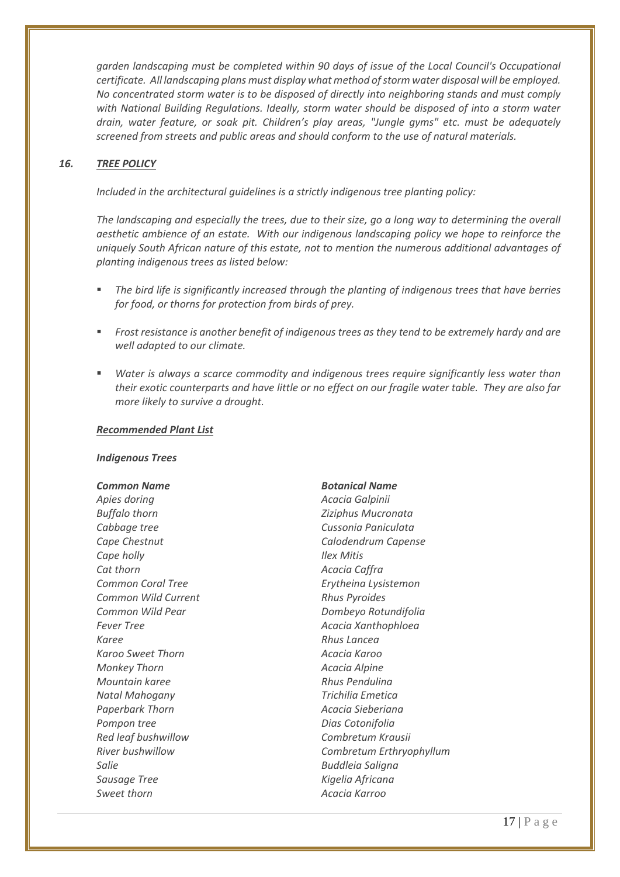*garden landscaping must be completed within 90 days of issue of the Local Council's Occupational certificate. All landscaping plans must display what method of storm water disposal will be employed. No concentrated storm water is to be disposed of directly into neighboring stands and must comply with National Building Regulations. Ideally, storm water should be disposed of into a storm water drain, water feature, or soak pit. Children's play areas, "Jungle gyms" etc. must be adequately screened from streets and public areas and should conform to the use of natural materials.*

## *16. TREE POLICY*

*Included in the architectural guidelines is a strictly indigenous tree planting policy:*

*The landscaping and especially the trees, due to their size, go a long way to determining the overall aesthetic ambience of an estate. With our indigenous landscaping policy we hope to reinforce the uniquely South African nature of this estate, not to mention the numerous additional advantages of planting indigenous trees as listed below:*

- *The bird life is significantly increased through the planting of indigenous trees that have berries for food, or thorns for protection from birds of prey.*
- *Frost resistance is another benefit of indigenous trees as they tend to be extremely hardy and are well adapted to our climate.*
- *Water is always a scarce commodity and indigenous trees require significantly less water than their exotic counterparts and have little or no effect on our fragile water table. They are also far more likely to survive a drought.*

***Recommended Plant List***

***Indigenous Trees***

| ***Common Name*** | ***Botanical Name*** |
|---|---|
| *Apies doring* | *Acacia Galpinii* |
| *Buffalo thorn* | *Ziziphus Mucronata* |
| *Cabbage tree* | *Cussonia Paniculata* |
| *Cape Chestnut* | *Calodendrum Capense* |
| *Cape holly* | *Ilex Mitis* |
| *Cat thorn* | *Acacia Caffra* |
| *Common Coral Tree* | *Erytheina Lysistemon* |
| *Common Wild Current* | *Rhus Pyroides* |
| *Common Wild Pear* | *Dombeyo Rotundifolia* |
| *Fever Tree* | *Acacia Xanthophloea* |
| *Karee* | *Rhus Lancea* |
| *Karoo Sweet Thorn* | *Acacia Karoo* |
| *Monkey Thorn* | *Acacia Alpine* |
| *Mountain karee* | *Rhus Pendulina* |
| *Natal Mahogany* | *Trichilia Emetica* |
| *Paperbark Thorn* | *Acacia Sieberiana* |
| *Pompon tree* | *Dias Cotonifolia* |
| *Red leaf bushwillow* | *Combretum Krausii* |
| *River bushwillow* | *Combretum Erthryophyllum* |
| *Salie* | *Buddleia Saligna* |
| *Sausage Tree* | *Kigelia Africana* |
| *Sweet thorn* | *Acacia Karroo* |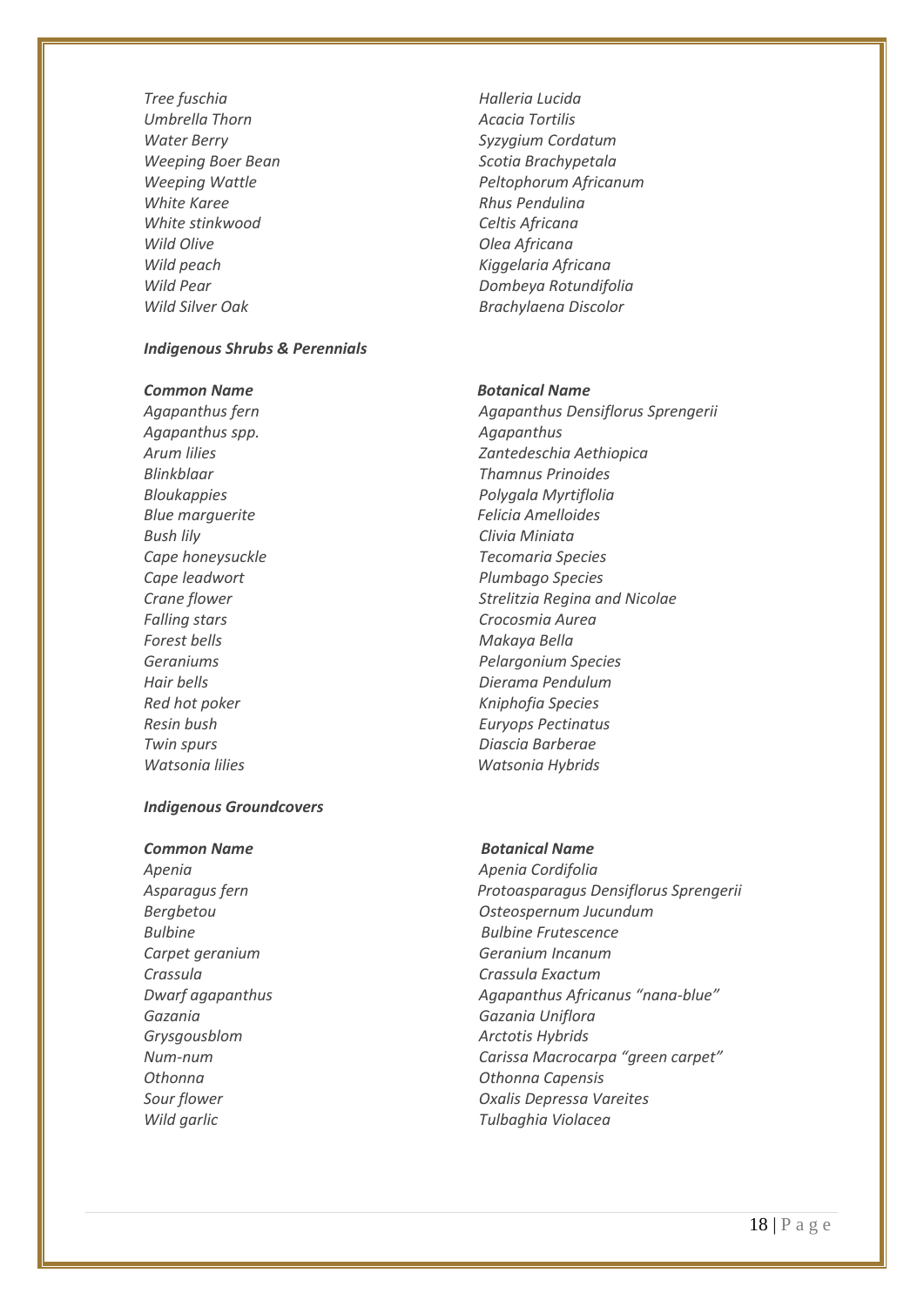| | |
|---|---|
| *Tree fuschia* | *Halleria Lucida* |
| *Umbrella Thorn* | *Acacia Tortilis* |
| *Water Berry* | *Syzygium Cordatum* |
| *Weeping Boer Bean* | *Scotia Brachypetala* |
| *Weeping Wattle* | *Peltophorum Africanum* |
| *White Karee* | *Rhus Pendulina* |
| *White stinkwood* | *Celtis Africana* |
| *Wild Olive* | *Olea Africana* |
| *Wild peach* | *Kiggelaria Africana* |
| *Wild Pear* | *Dombeya Rotundifolia* |
| *Wild Silver Oak* | *Brachylaena Discolor* |

***Indigenous Shrubs & Perennials***

| ***Common Name*** | ***Botanical Name*** |
|---|---|
| *Agapanthus fern* | *Agapanthus Densiflorus Sprengerii* |
| *Agapanthus spp.* | *Agapanthus* |
| *Arum lilies* | *Zantedeschia Aethiopica* |
| *Blinkblaar* | *Thamnus Prinoides* |
| *Bloukappies* | *Polygala Myrtiflolia* |
| *Blue marguerite* | *Felicia Amelloides* |
| *Bush lily* | *Clivia Miniata* |
| *Cape honeysuckle* | *Tecomaria Species* |
| *Cape leadwort* | *Plumbago Species* |
| *Crane flower* | *Strelitzia Regina and Nicolae* |
| *Falling stars* | *Crocosmia Aurea* |
| *Forest bells* | *Makaya Bella* |
| *Geraniums* | *Pelargonium Species* |
| *Hair bells* | *Dierama Pendulum* |
| *Red hot poker* | *Kniphofia Species* |
| *Resin bush* | *Euryops Pectinatus* |
| *Twin spurs* | *Diascia Barberae* |
| *Watsonia lilies* | *Watsonia Hybrids* |

***Indigenous Groundcovers***

| ***Common Name*** | ***Botanical Name*** |
|---|---|
| *Apenia* | *Apenia Cordifolia* |
| *Asparagus fern* | *Protoasparagus Densiflorus Sprengerii* |
| *Bergbetou* | *Osteospernum Jucundum* |
| *Bulbine* | *Bulbine Frutescence* |
| *Carpet geranium* | *Geranium Incanum* |
| *Crassula* | *Crassula Exactum* |
| *Dwarf agapanthus* | *Agapanthus Africanus "nana-blue"* |
| *Gazania* | *Gazania Uniflora* |
| *Grysgousblom* | *Arctotis Hybrids* |
| *Num-num* | *Carissa Macrocarpa "green carpet"* |
| *Othonna* | *Othonna Capensis* |
| *Sour flower* | *Oxalis Depressa Vareites* |
| *Wild garlic* | *Tulbaghia Violacea* |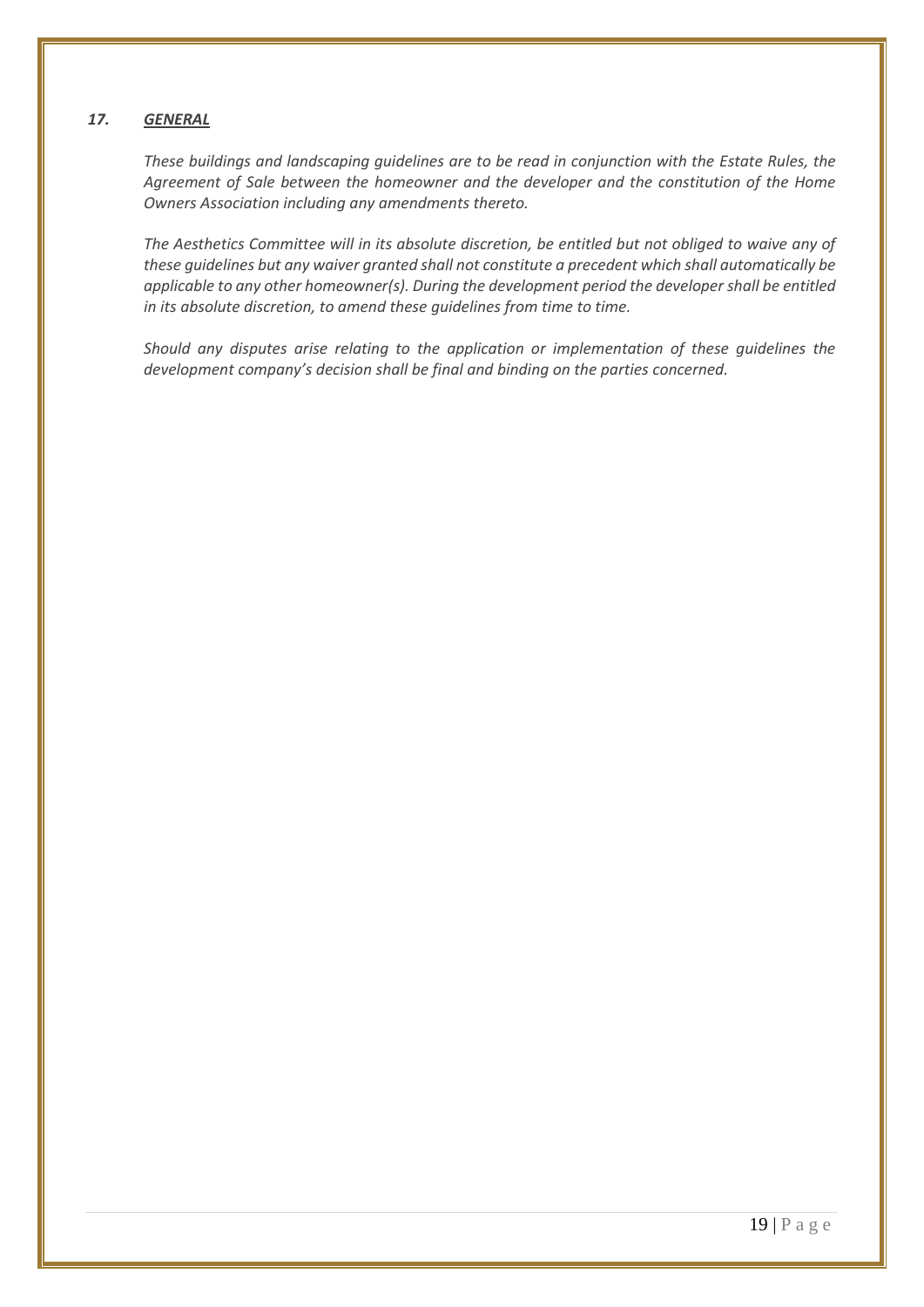## *17. GENERAL*

*These buildings and landscaping guidelines are to be read in conjunction with the Estate Rules, the Agreement of Sale between the homeowner and the developer and the constitution of the Home Owners Association including any amendments thereto.*

*The Aesthetics Committee will in its absolute discretion, be entitled but not obliged to waive any of these guidelines but any waiver granted shall not constitute a precedent which shall automatically be applicable to any other homeowner(s). During the development period the developer shall be entitled in its absolute discretion, to amend these guidelines from time to time.*

*Should any disputes arise relating to the application or implementation of these guidelines the development company's decision shall be final and binding on the parties concerned.*